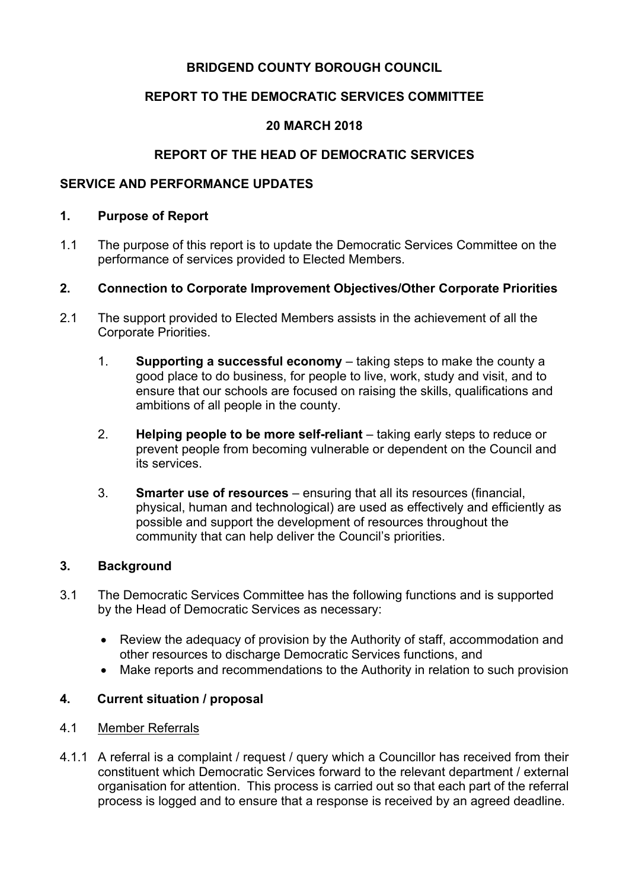**BRIDGEND COUNTY BOROUGH COUNCIL**

**REPORT TO THE DEMOCRATIC SERVICES COMMITTEE**

**20 MARCH 2018**

**REPORT OF THE HEAD OF DEMOCRATIC SERVICES**

## SERVICE AND PERFORMANCE UPDATES

### 1. Purpose of Report

1.1 The purpose of this report is to update the Democratic Services Committee on the performance of services provided to Elected Members.

### 2. Connection to Corporate Improvement Objectives/Other Corporate Priorities

2.1 The support provided to Elected Members assists in the achievement of all the Corporate Priorities.

1. **Supporting a successful economy** – taking steps to make the county a good place to do business, for people to live, work, study and visit, and to ensure that our schools are focused on raising the skills, qualifications and ambitions of all people in the county.

2. **Helping people to be more self-reliant** – taking early steps to reduce or prevent people from becoming vulnerable or dependent on the Council and its services.

3. **Smarter use of resources** – ensuring that all its resources (financial, physical, human and technological) are used as effectively and efficiently as possible and support the development of resources throughout the community that can help deliver the Council's priorities.

### 3. Background

3.1 The Democratic Services Committee has the following functions and is supported by the Head of Democratic Services as necessary:

- Review the adequacy of provision by the Authority of staff, accommodation and other resources to discharge Democratic Services functions, and
- Make reports and recommendations to the Authority in relation to such provision

### 4. Current situation / proposal

4.1 <u>Member Referrals</u>

4.1.1 A referral is a complaint / request / query which a Councillor has received from their constituent which Democratic Services forward to the relevant department / external organisation for attention. This process is carried out so that each part of the referral process is logged and to ensure that a response is received by an agreed deadline.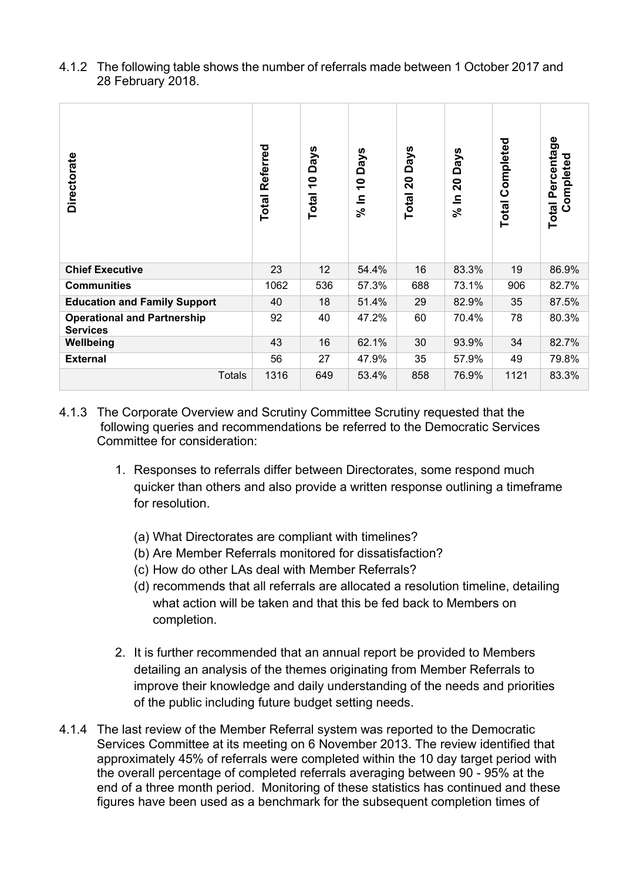4.1.2 The following table shows the number of referrals made between 1 October 2017 and 28 February 2018.

| Directorate | Total Referred | Total 10 Days | % In 10 Days | Total 20 Days | % In 20 Days | Total Completed | Total Percentage Completed |
|---|---|---|---|---|---|---|---|
| **Chief Executive** | 23 | 12 | 54.4% | 16 | 83.3% | 19 | 86.9% |
| **Communities** | 1062 | 536 | 57.3% | 688 | 73.1% | 906 | 82.7% |
| **Education and Family Support** | 40 | 18 | 51.4% | 29 | 82.9% | 35 | 87.5% |
| **Operational and Partnership Services** | 92 | 40 | 47.2% | 60 | 70.4% | 78 | 80.3% |
| **Wellbeing** | 43 | 16 | 62.1% | 30 | 93.9% | 34 | 82.7% |
| **External** | 56 | 27 | 47.9% | 35 | 57.9% | 49 | 79.8% |
| Totals | 1316 | 649 | 53.4% | 858 | 76.9% | 1121 | 83.3% |

4.1.3 The Corporate Overview and Scrutiny Committee Scrutiny requested that the following queries and recommendations be referred to the Democratic Services Committee for consideration:

1. Responses to referrals differ between Directorates, some respond much quicker than others and also provide a written response outlining a timeframe for resolution.

   (a) What Directorates are compliant with timelines?
   (b) Are Member Referrals monitored for dissatisfaction?
   (c) How do other LAs deal with Member Referrals?
   (d) recommends that all referrals are allocated a resolution timeline, detailing what action will be taken and that this be fed back to Members on completion.

2. It is further recommended that an annual report be provided to Members detailing an analysis of the themes originating from Member Referrals to improve their knowledge and daily understanding of the needs and priorities of the public including future budget setting needs.

4.1.4 The last review of the Member Referral system was reported to the Democratic Services Committee at its meeting on 6 November 2013. The review identified that approximately 45% of referrals were completed within the 10 day target period with the overall percentage of completed referrals averaging between 90 - 95% at the end of a three month period. Monitoring of these statistics has continued and these figures have been used as a benchmark for the subsequent completion times of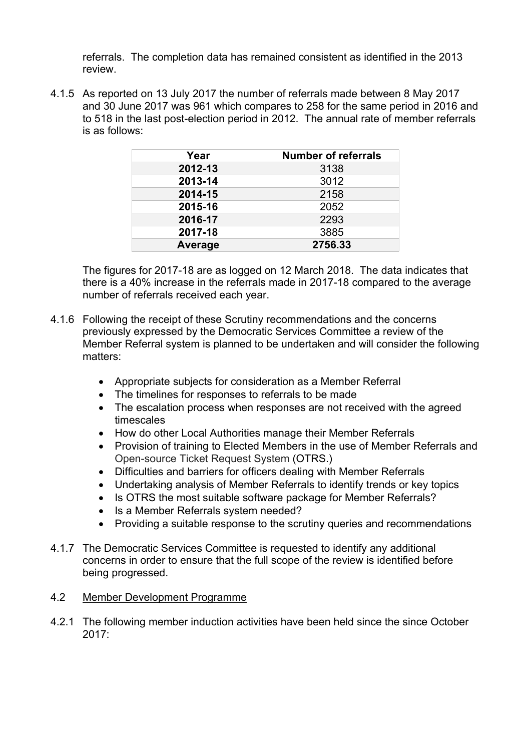referrals. The completion data has remained consistent as identified in the 2013 review.

4.1.5 As reported on 13 July 2017 the number of referrals made between 8 May 2017 and 30 June 2017 was 961 which compares to 258 for the same period in 2016 and to 518 in the last post-election period in 2012. The annual rate of member referrals is as follows:

| Year | Number of referrals |
|---|---|
| **2012-13** | 3138 |
| **2013-14** | 3012 |
| **2014-15** | 2158 |
| **2015-16** | 2052 |
| **2016-17** | 2293 |
| **2017-18** | 3885 |
| **Average** | **2756.33** |

The figures for 2017-18 are as logged on 12 March 2018. The data indicates that there is a 40% increase in the referrals made in 2017-18 compared to the average number of referrals received each year.

4.1.6 Following the receipt of these Scrutiny recommendations and the concerns previously expressed by the Democratic Services Committee a review of the Member Referral system is planned to be undertaken and will consider the following matters:

- Appropriate subjects for consideration as a Member Referral
- The timelines for responses to referrals to be made
- The escalation process when responses are not received with the agreed timescales
- How do other Local Authorities manage their Member Referrals
- Provision of training to Elected Members in the use of Member Referrals and Open-source Ticket Request System (OTRS.)
- Difficulties and barriers for officers dealing with Member Referrals
- Undertaking analysis of Member Referrals to identify trends or key topics
- Is OTRS the most suitable software package for Member Referrals?
- Is a Member Referrals system needed?
- Providing a suitable response to the scrutiny queries and recommendations

4.1.7 The Democratic Services Committee is requested to identify any additional concerns in order to ensure that the full scope of the review is identified before being progressed.

4.2 Member Development Programme

4.2.1 The following member induction activities have been held since the since October 2017: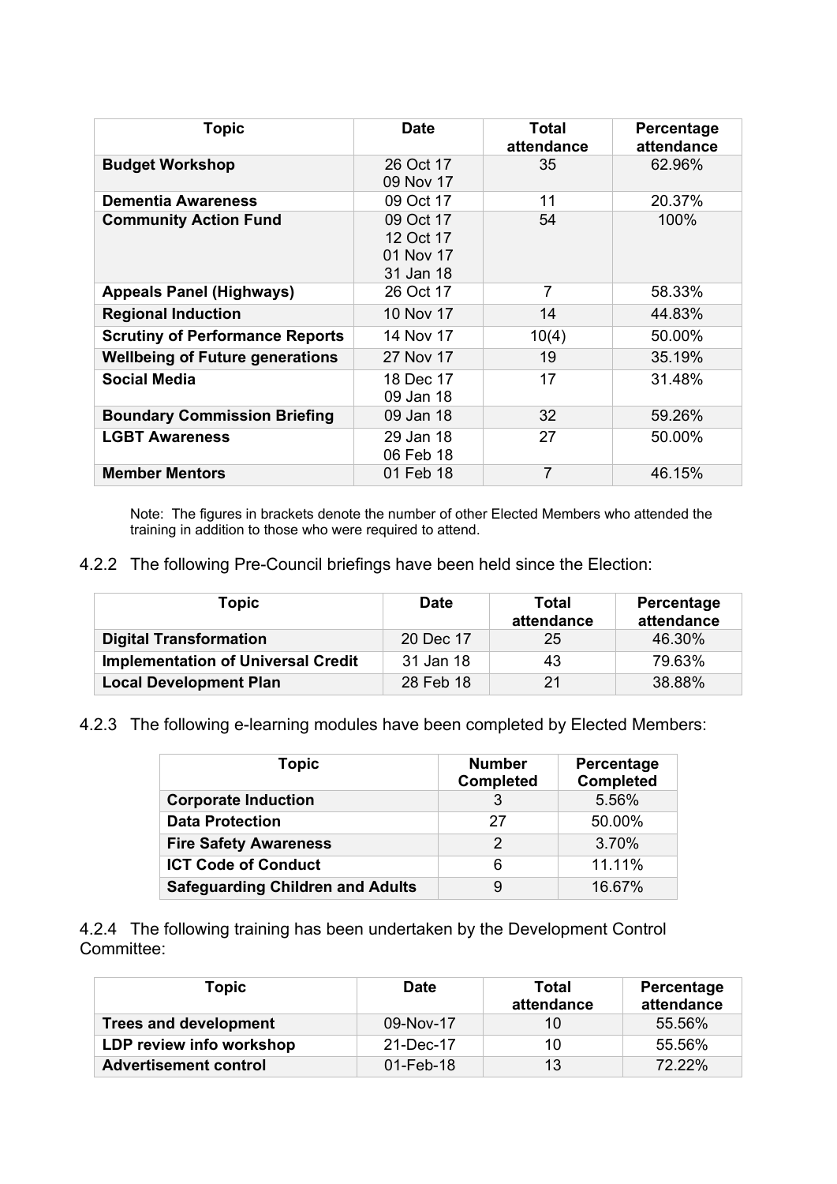| Topic | Date | Total attendance | Percentage attendance |
|---|---|---|---|
| **Budget Workshop** | 26 Oct 17<br>09 Nov 17 | 35 | 62.96% |
| **Dementia Awareness** | 09 Oct 17 | 11 | 20.37% |
| **Community Action Fund** | 09 Oct 17<br>12 Oct 17<br>01 Nov 17<br>31 Jan 18 | 54 | 100% |
| **Appeals Panel (Highways)** | 26 Oct 17 | 7 | 58.33% |
| **Regional Induction** | 10 Nov 17 | 14 | 44.83% |
| **Scrutiny of Performance Reports** | 14 Nov 17 | 10(4) | 50.00% |
| **Wellbeing of Future generations** | 27 Nov 17 | 19 | 35.19% |
| **Social Media** | 18 Dec 17<br>09 Jan 18 | 17 | 31.48% |
| **Boundary Commission Briefing** | 09 Jan 18 | 32 | 59.26% |
| **LGBT Awareness** | 29 Jan 18<br>06 Feb 18 | 27 | 50.00% |
| **Member Mentors** | 01 Feb 18 | 7 | 46.15% |

Note: The figures in brackets denote the number of other Elected Members who attended the training in addition to those who were required to attend.

4.2.2 The following Pre-Council briefings have been held since the Election:

| Topic | Date | Total attendance | Percentage attendance |
|---|---|---|---|
| **Digital Transformation** | 20 Dec 17 | 25 | 46.30% |
| **Implementation of Universal Credit** | 31 Jan 18 | 43 | 79.63% |
| **Local Development Plan** | 28 Feb 18 | 21 | 38.88% |

4.2.3 The following e-learning modules have been completed by Elected Members:

| Topic | Number Completed | Percentage Completed |
|---|---|---|
| **Corporate Induction** | 3 | 5.56% |
| **Data Protection** | 27 | 50.00% |
| **Fire Safety Awareness** | 2 | 3.70% |
| **ICT Code of Conduct** | 6 | 11.11% |
| **Safeguarding Children and Adults** | 9 | 16.67% |

4.2.4 The following training has been undertaken by the Development Control Committee:

| Topic | Date | Total attendance | Percentage attendance |
|---|---|---|---|
| **Trees and development** | 09-Nov-17 | 10 | 55.56% |
| **LDP review info workshop** | 21-Dec-17 | 10 | 55.56% |
| **Advertisement control** | 01-Feb-18 | 13 | 72.22% |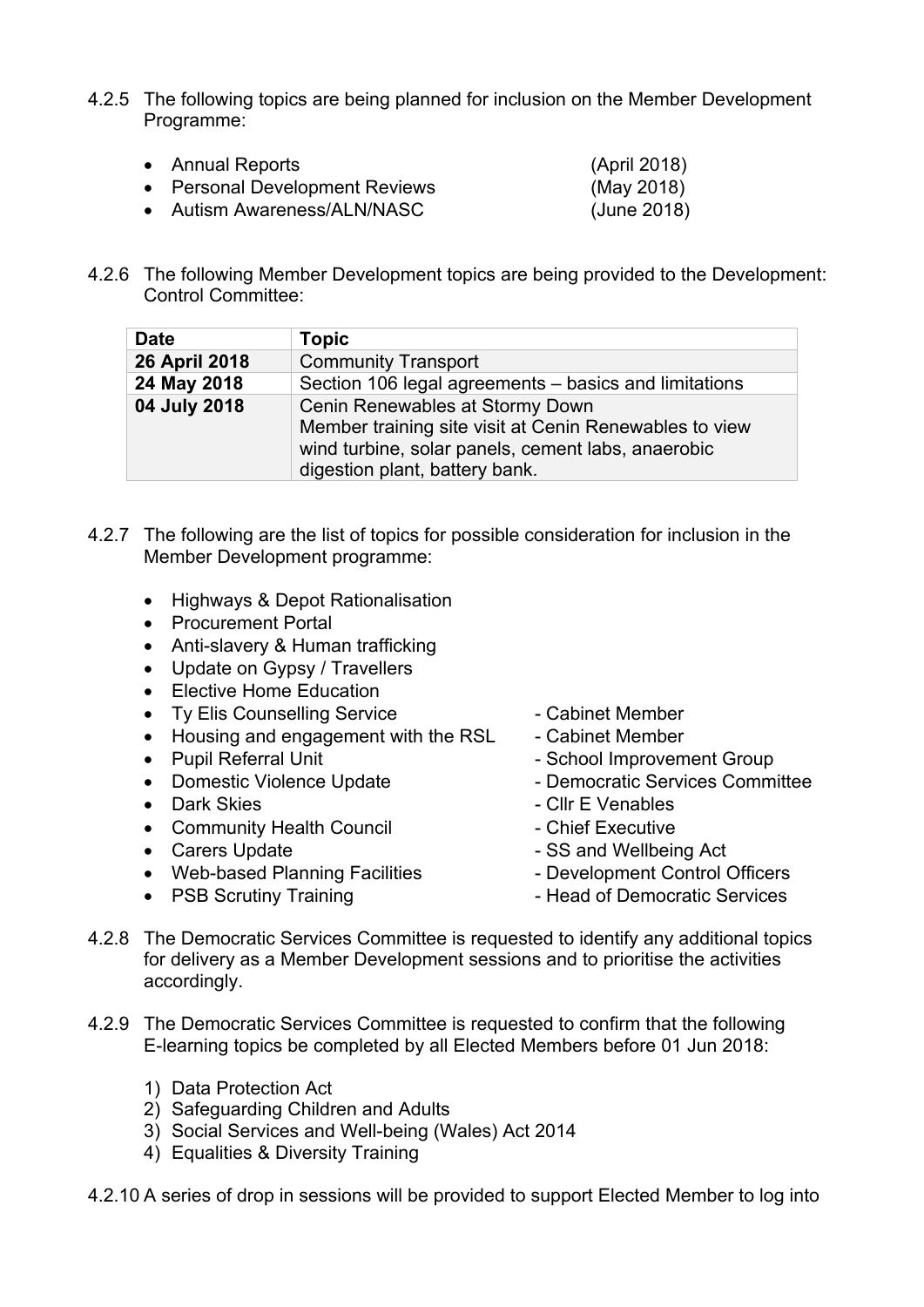4.2.5 The following topics are being planned for inclusion on the Member Development Programme:

- Annual Reports (April 2018)
- Personal Development Reviews (May 2018)
- Autism Awareness/ALN/NASC (June 2018)

4.2.6 The following Member Development topics are being provided to the Development: Control Committee:

| Date | Topic |
| --- | --- |
| **26 April 2018** | Community Transport |
| **24 May 2018** | Section 106 legal agreements – basics and limitations |
| **04 July 2018** | Cenin Renewables at Stormy Down<br>Member training site visit at Cenin Renewables to view wind turbine, solar panels, cement labs, anaerobic digestion plant, battery bank. |

4.2.7 The following are the list of topics for possible consideration for inclusion in the Member Development programme:

- Highways & Depot Rationalisation
- Procurement Portal
- Anti-slavery & Human trafficking
- Update on Gypsy / Travellers
- Elective Home Education
- Ty Elis Counselling Service - Cabinet Member
- Housing and engagement with the RSL - Cabinet Member
- Pupil Referral Unit - School Improvement Group
- Domestic Violence Update - Democratic Services Committee
- Dark Skies - Cllr E Venables
- Community Health Council - Chief Executive
- Carers Update - SS and Wellbeing Act
- Web-based Planning Facilities - Development Control Officers
- PSB Scrutiny Training - Head of Democratic Services

4.2.8 The Democratic Services Committee is requested to identify any additional topics for delivery as a Member Development sessions and to prioritise the activities accordingly.

4.2.9 The Democratic Services Committee is requested to confirm that the following E-learning topics be completed by all Elected Members before 01 Jun 2018:

1) Data Protection Act
2) Safeguarding Children and Adults
3) Social Services and Well-being (Wales) Act 2014
4) Equalities & Diversity Training

4.2.10 A series of drop in sessions will be provided to support Elected Member to log into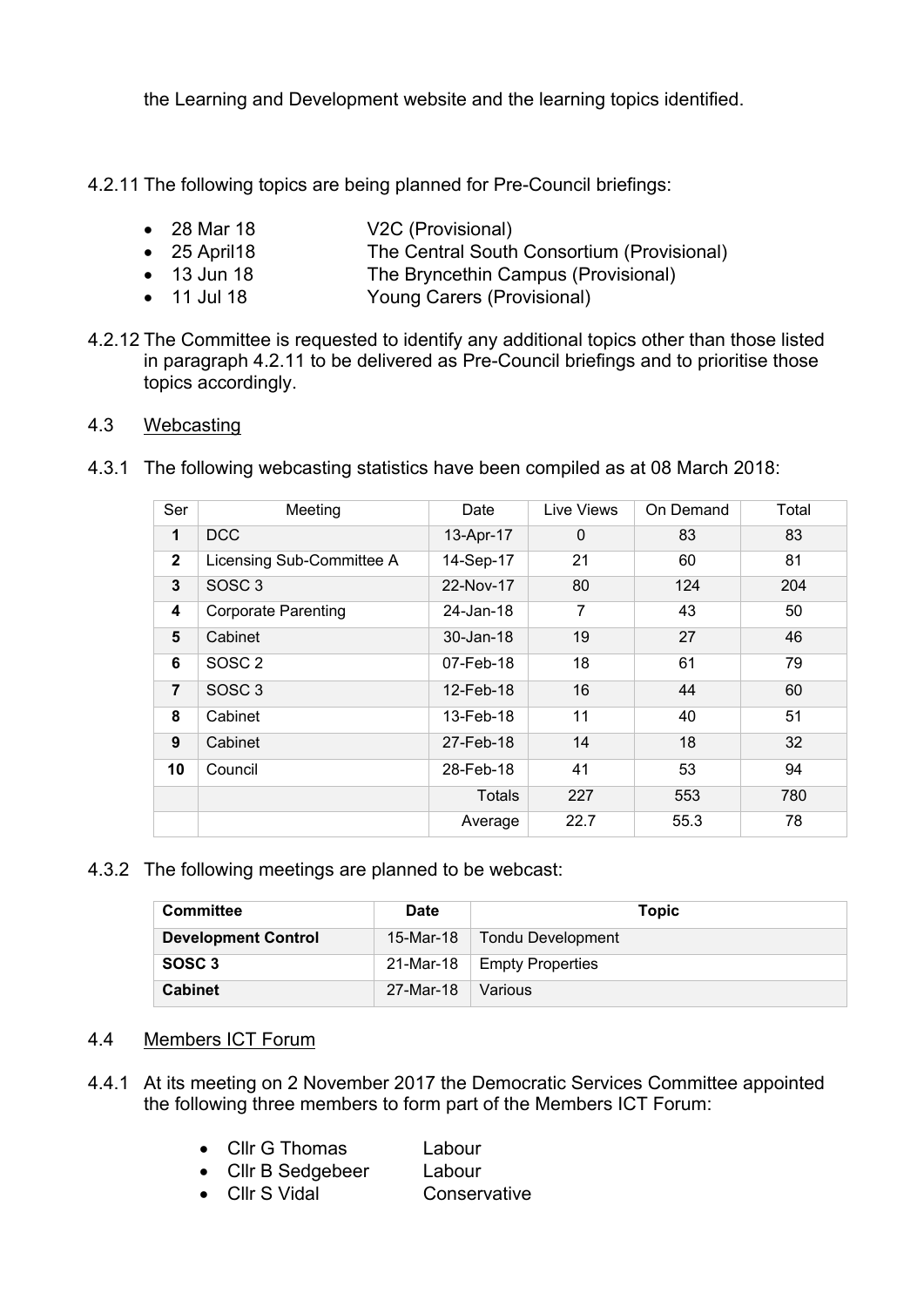the Learning and Development website and the learning topics identified.

4.2.11 The following topics are being planned for Pre-Council briefings:

- 28 Mar 18 V2C (Provisional)
- 25 April18 The Central South Consortium (Provisional)
- 13 Jun 18 The Bryncethin Campus (Provisional)
- 11 Jul 18 Young Carers (Provisional)

4.2.12 The Committee is requested to identify any additional topics other than those listed in paragraph 4.2.11 to be delivered as Pre-Council briefings and to prioritise those topics accordingly.

4.3 <u>Webcasting</u>

4.3.1 The following webcasting statistics have been compiled as at 08 March 2018:

| Ser | Meeting | Date | Live Views | On Demand | Total |
|---|---|---|---|---|---|
| **1** | DCC | 13-Apr-17 | 0 | 83 | 83 |
| **2** | Licensing Sub-Committee A | 14-Sep-17 | 21 | 60 | 81 |
| **3** | SOSC 3 | 22-Nov-17 | 80 | 124 | 204 |
| **4** | Corporate Parenting | 24-Jan-18 | 7 | 43 | 50 |
| **5** | Cabinet | 30-Jan-18 | 19 | 27 | 46 |
| **6** | SOSC 2 | 07-Feb-18 | 18 | 61 | 79 |
| **7** | SOSC 3 | 12-Feb-18 | 16 | 44 | 60 |
| **8** | Cabinet | 13-Feb-18 | 11 | 40 | 51 |
| **9** | Cabinet | 27-Feb-18 | 14 | 18 | 32 |
| **10** | Council | 28-Feb-18 | 41 | 53 | 94 |
| | | Totals | 227 | 553 | 780 |
| | | Average | 22.7 | 55.3 | 78 |

4.3.2 The following meetings are planned to be webcast:

| Committee | Date | Topic |
|---|---|---|
| **Development Control** | 15-Mar-18 | Tondu Development |
| **SOSC 3** | 21-Mar-18 | Empty Properties |
| **Cabinet** | 27-Mar-18 | Various |

4.4 <u>Members ICT Forum</u>

4.4.1 At its meeting on 2 November 2017 the Democratic Services Committee appointed the following three members to form part of the Members ICT Forum:

- Cllr G Thomas Labour
- Cllr B Sedgebeer Labour
- Cllr S Vidal Conservative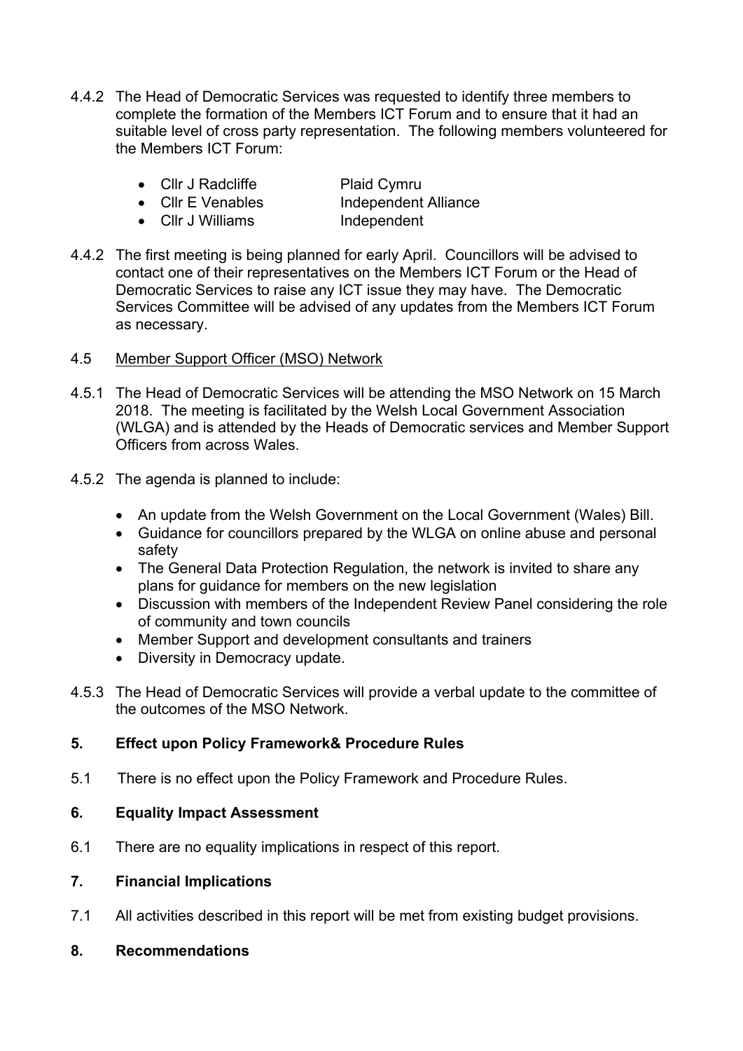4.4.2 The Head of Democratic Services was requested to identify three members to complete the formation of the Members ICT Forum and to ensure that it had an suitable level of cross party representation. The following members volunteered for the Members ICT Forum:

- Cllr J Radcliffe    Plaid Cymru
- Cllr E Venables    Independent Alliance
- Cllr J Williams    Independent

4.4.2 The first meeting is being planned for early April. Councillors will be advised to contact one of their representatives on the Members ICT Forum or the Head of Democratic Services to raise any ICT issue they may have. The Democratic Services Committee will be advised of any updates from the Members ICT Forum as necessary.

4.5 <u>Member Support Officer (MSO) Network</u>

4.5.1 The Head of Democratic Services will be attending the MSO Network on 15 March 2018. The meeting is facilitated by the Welsh Local Government Association (WLGA) and is attended by the Heads of Democratic services and Member Support Officers from across Wales.

4.5.2 The agenda is planned to include:

- An update from the Welsh Government on the Local Government (Wales) Bill.
- Guidance for councillors prepared by the WLGA on online abuse and personal safety
- The General Data Protection Regulation, the network is invited to share any plans for guidance for members on the new legislation
- Discussion with members of the Independent Review Panel considering the role of community and town councils
- Member Support and development consultants and trainers
- Diversity in Democracy update.

4.5.3 The Head of Democratic Services will provide a verbal update to the committee of the outcomes of the MSO Network.

## 5. Effect upon Policy Framework& Procedure Rules

5.1 There is no effect upon the Policy Framework and Procedure Rules.

## 6. Equality Impact Assessment

6.1 There are no equality implications in respect of this report.

## 7. Financial Implications

7.1 All activities described in this report will be met from existing budget provisions.

## 8. Recommendations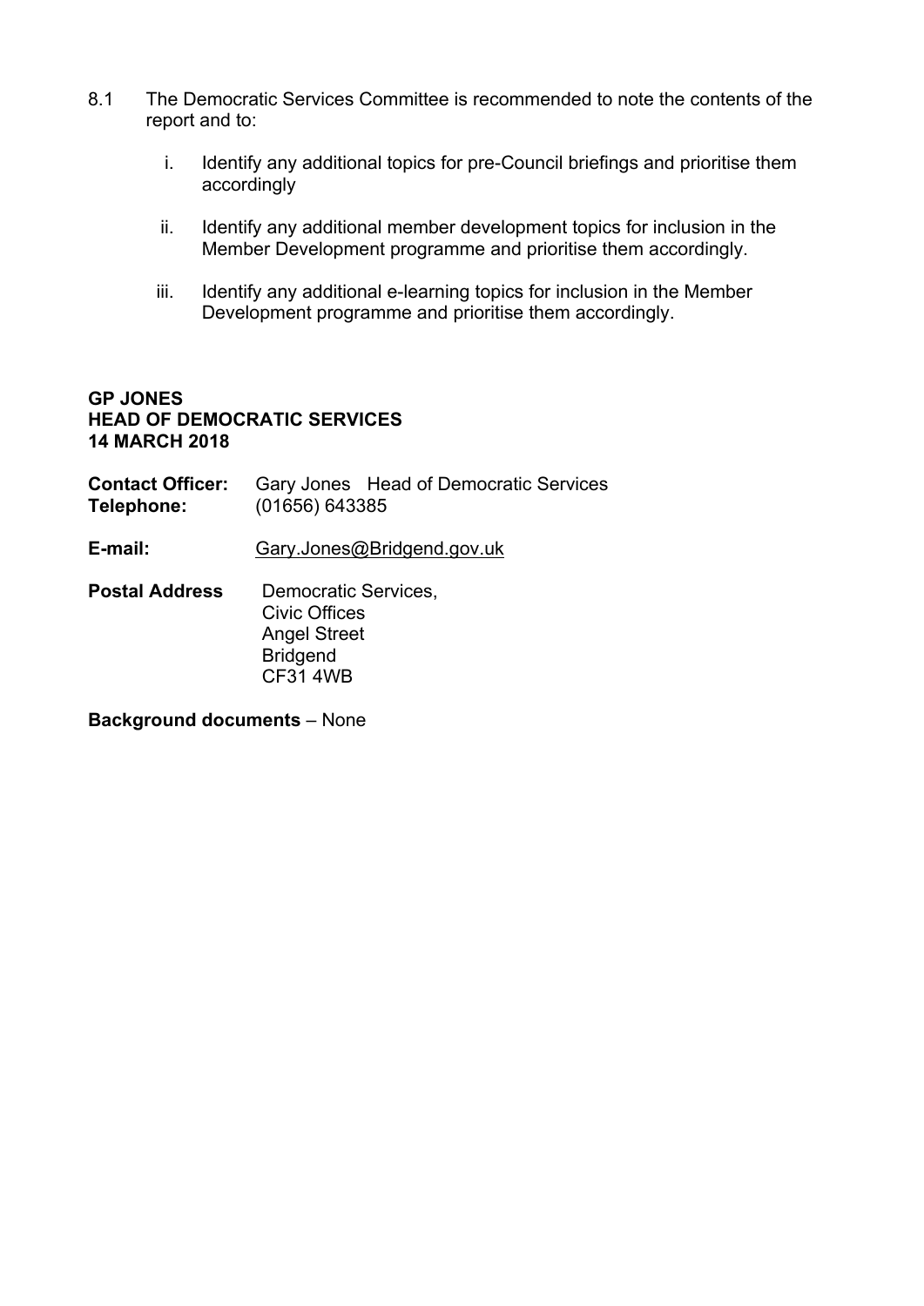8.1 The Democratic Services Committee is recommended to note the contents of the report and to:

i. Identify any additional topics for pre-Council briefings and prioritise them accordingly

ii. Identify any additional member development topics for inclusion in the Member Development programme and prioritise them accordingly.

iii. Identify any additional e-learning topics for inclusion in the Member Development programme and prioritise them accordingly.

**GP JONES**
**HEAD OF DEMOCRATIC SERVICES**
**14 MARCH 2018**

**Contact Officer:** Gary Jones Head of Democratic Services
**Telephone:** (01656) 643385

**E-mail:** Gary.Jones@Bridgend.gov.uk

**Postal Address** Democratic Services,
Civic Offices
Angel Street
Bridgend
CF31 4WB

**Background documents** – None